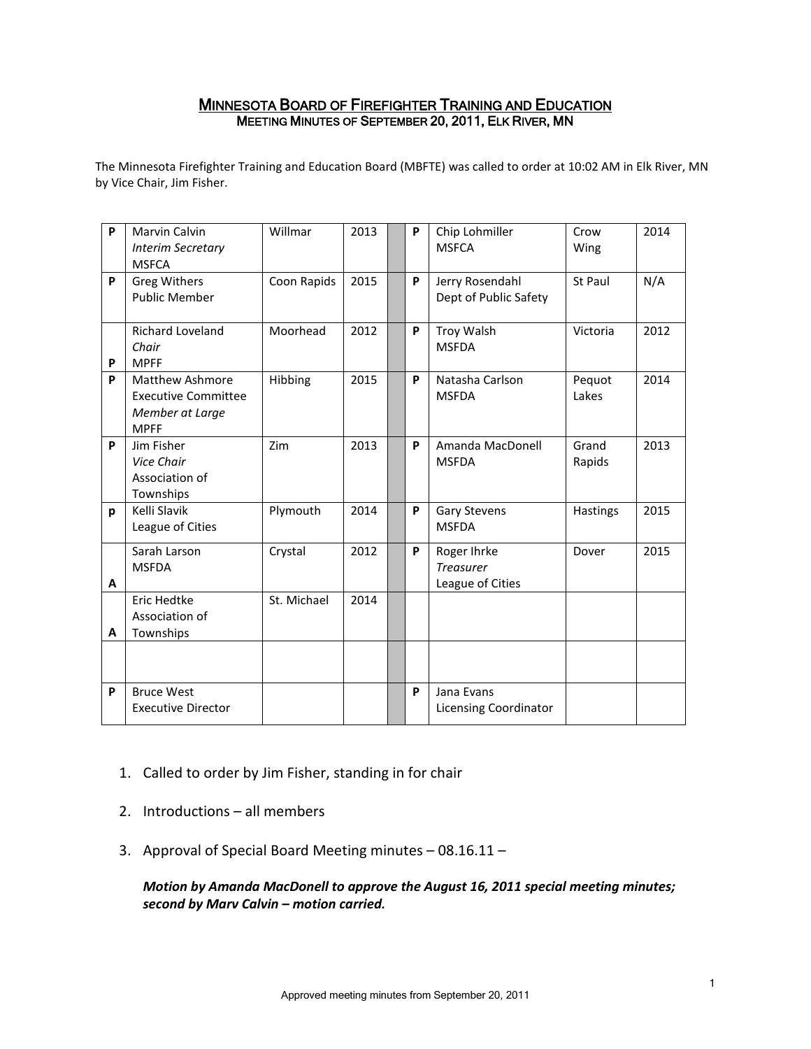# MINNESOTA BOARD OF FIREFIGHTER TRAINING AND EDUCATION

## MEETING MINUTES OF SEPTEMBER 20, 2011, ELK RIVER, MN

The Minnesota Firefighter Training and Education Board (MBFTE) was called to order at 10:02 AM in Elk River, MN by Vice Chair, Jim Fisher.

| | | | | | | | | |
|---|---|---|---|---|---|---|---|---|
| P | Marvin Calvin *Interim Secretary* MSFCA | Willmar | 2013 | | P | Chip Lohmiller MSFCA | Crow Wing | 2014 |
| P | Greg Withers Public Member | Coon Rapids | 2015 | | P | Jerry Rosendahl Dept of Public Safety | St Paul | N/A |
| P | Richard Loveland *Chair* MPFF | Moorhead | 2012 | | P | Troy Walsh MSFDA | Victoria | 2012 |
| P | Matthew Ashmore Executive Committee *Member at Large* MPFF | Hibbing | 2015 | | P | Natasha Carlson MSFDA | Pequot Lakes | 2014 |
| P | Jim Fisher *Vice Chair* Association of Townships | Zim | 2013 | | P | Amanda MacDonell MSFDA | Grand Rapids | 2013 |
| p | Kelli Slavik League of Cities | Plymouth | 2014 | | P | Gary Stevens MSFDA | Hastings | 2015 |
| A | Sarah Larson MSFDA | Crystal | 2012 | | P | Roger Ihrke *Treasurer* League of Cities | Dover | 2015 |
| A | Eric Hedtke Association of Townships | St. Michael | 2014 | | | | | |
| | | | | | | | | |
| P | Bruce West Executive Director | | | | P | Jana Evans Licensing Coordinator | | |

1. Called to order by Jim Fisher, standing in for chair

2. Introductions – all members

3. Approval of Special Board Meeting minutes – 08.16.11 –

   ***Motion by Amanda MacDonell to approve the August 16, 2011 special meeting minutes; second by Marv Calvin – motion carried.***

Approved meeting minutes from September 20, 2011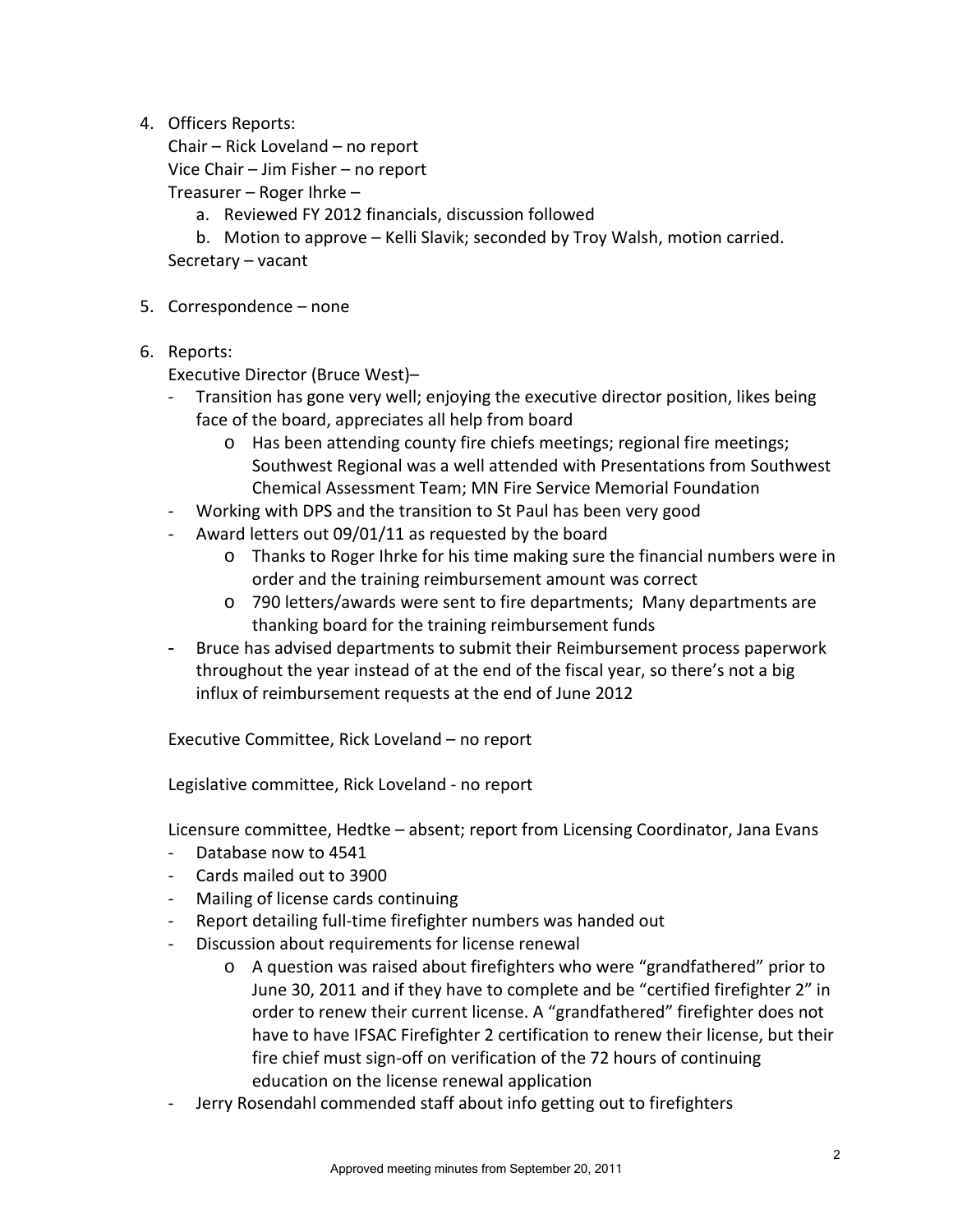4. Officers Reports:

   Chair – Rick Loveland – no report

   Vice Chair – Jim Fisher – no report

   Treasurer – Roger Ihrke –

   a. Reviewed FY 2012 financials, discussion followed
   b. Motion to approve – Kelli Slavik; seconded by Troy Walsh, motion carried.

   Secretary – vacant

5. Correspondence – none

6. Reports:

   Executive Director (Bruce West)–

   - Transition has gone very well; enjoying the executive director position, likes being face of the board, appreciates all help from board
     - Has been attending county fire chiefs meetings; regional fire meetings; Southwest Regional was a well attended with Presentations from Southwest Chemical Assessment Team; MN Fire Service Memorial Foundation
   - Working with DPS and the transition to St Paul has been very good
   - Award letters out 09/01/11 as requested by the board
     - Thanks to Roger Ihrke for his time making sure the financial numbers were in order and the training reimbursement amount was correct
     - 790 letters/awards were sent to fire departments; Many departments are thanking board for the training reimbursement funds
   - Bruce has advised departments to submit their Reimbursement process paperwork throughout the year instead of at the end of the fiscal year, so there's not a big influx of reimbursement requests at the end of June 2012

   Executive Committee, Rick Loveland – no report

   Legislative committee, Rick Loveland - no report

   Licensure committee, Hedtke – absent; report from Licensing Coordinator, Jana Evans

   - Database now to 4541
   - Cards mailed out to 3900
   - Mailing of license cards continuing
   - Report detailing full-time firefighter numbers was handed out
   - Discussion about requirements for license renewal
     - A question was raised about firefighters who were "grandfathered" prior to June 30, 2011 and if they have to complete and be "certified firefighter 2" in order to renew their current license. A "grandfathered" firefighter does not have to have IFSAC Firefighter 2 certification to renew their license, but their fire chief must sign-off on verification of the 72 hours of continuing education on the license renewal application
   - Jerry Rosendahl commended staff about info getting out to firefighters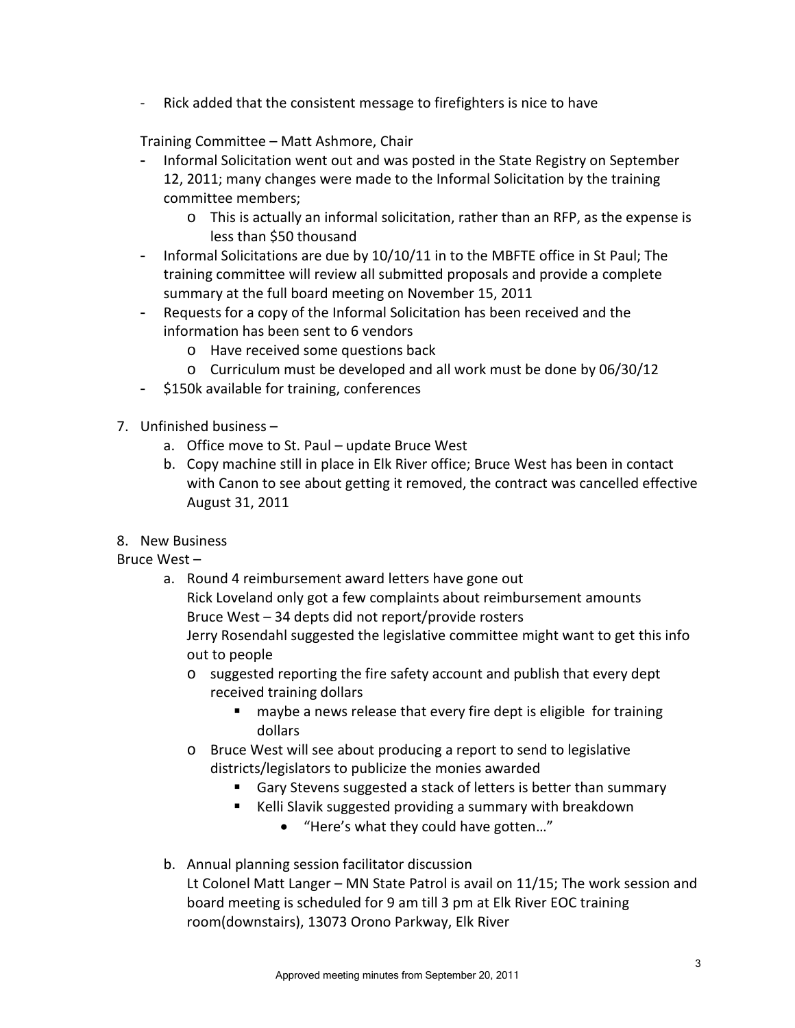- Rick added that the consistent message to firefighters is nice to have

Training Committee – Matt Ashmore, Chair

- Informal Solicitation went out and was posted in the State Registry on September 12, 2011; many changes were made to the Informal Solicitation by the training committee members;
  - o This is actually an informal solicitation, rather than an RFP, as the expense is less than $50 thousand
- Informal Solicitations are due by 10/10/11 in to the MBFTE office in St Paul; The training committee will review all submitted proposals and provide a complete summary at the full board meeting on November 15, 2011
- Requests for a copy of the Informal Solicitation has been received and the information has been sent to 6 vendors
  - o Have received some questions back
  - o Curriculum must be developed and all work must be done by 06/30/12
- $150k available for training, conferences

7. Unfinished business –
   a. Office move to St. Paul – update Bruce West
   b. Copy machine still in place in Elk River office; Bruce West has been in contact with Canon to see about getting it removed, the contract was cancelled effective August 31, 2011

8. New Business

Bruce West –

a. Round 4 reimbursement award letters have gone out
   Rick Loveland only got a few complaints about reimbursement amounts
   Bruce West – 34 depts did not report/provide rosters
   Jerry Rosendahl suggested the legislative committee might want to get this info out to people
   - o suggested reporting the fire safety account and publish that every dept received training dollars
     - maybe a news release that every fire dept is eligible for training dollars
   - o Bruce West will see about producing a report to send to legislative districts/legislators to publicize the monies awarded
     - Gary Stevens suggested a stack of letters is better than summary
     - Kelli Slavik suggested providing a summary with breakdown
       - "Here's what they could have gotten…"

b. Annual planning session facilitator discussion
   Lt Colonel Matt Langer – MN State Patrol is avail on 11/15; The work session and board meeting is scheduled for 9 am till 3 pm at Elk River EOC training room(downstairs), 13073 Orono Parkway, Elk River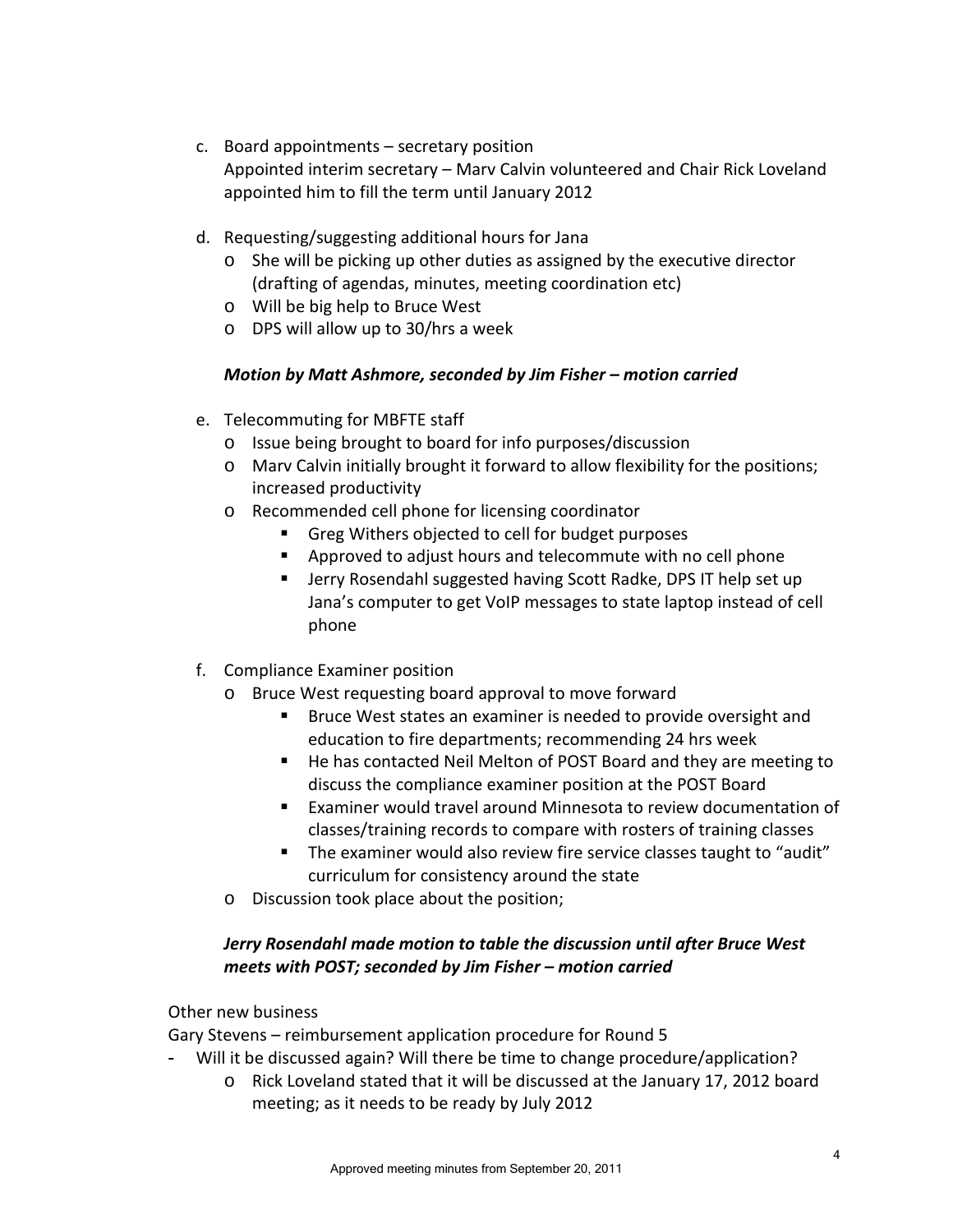c. Board appointments – secretary position
   Appointed interim secretary – Marv Calvin volunteered and Chair Rick Loveland appointed him to fill the term until January 2012

d. Requesting/suggesting additional hours for Jana
   - She will be picking up other duties as assigned by the executive director (drafting of agendas, minutes, meeting coordination etc)
   - Will be big help to Bruce West
   - DPS will allow up to 30/hrs a week

   ***Motion by Matt Ashmore, seconded by Jim Fisher – motion carried***

e. Telecommuting for MBFTE staff
   - Issue being brought to board for info purposes/discussion
   - Marv Calvin initially brought it forward to allow flexibility for the positions; increased productivity
   - Recommended cell phone for licensing coordinator
     - Greg Withers objected to cell for budget purposes
     - Approved to adjust hours and telecommute with no cell phone
     - Jerry Rosendahl suggested having Scott Radke, DPS IT help set up Jana's computer to get VoIP messages to state laptop instead of cell phone

f. Compliance Examiner position
   - Bruce West requesting board approval to move forward
     - Bruce West states an examiner is needed to provide oversight and education to fire departments; recommending 24 hrs week
     - He has contacted Neil Melton of POST Board and they are meeting to discuss the compliance examiner position at the POST Board
     - Examiner would travel around Minnesota to review documentation of classes/training records to compare with rosters of training classes
     - The examiner would also review fire service classes taught to "audit" curriculum for consistency around the state
   - Discussion took place about the position;

   ***Jerry Rosendahl made motion to table the discussion until after Bruce West meets with POST; seconded by Jim Fisher – motion carried***

Other new business

Gary Stevens – reimbursement application procedure for Round 5

- Will it be discussed again? Will there be time to change procedure/application?
  - Rick Loveland stated that it will be discussed at the January 17, 2012 board meeting; as it needs to be ready by July 2012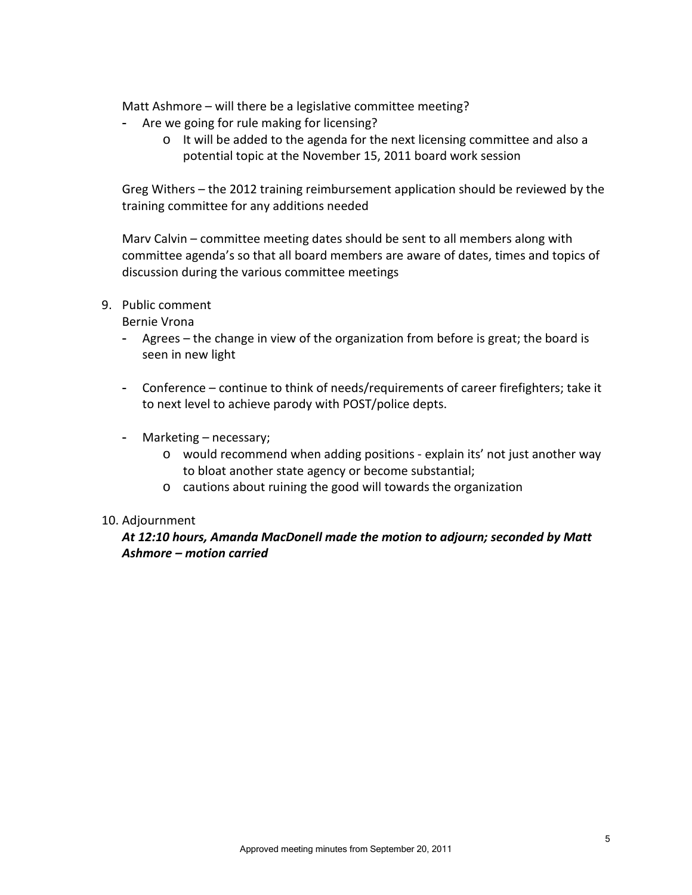Matt Ashmore – will there be a legislative committee meeting?

- Are we going for rule making for licensing?
    - It will be added to the agenda for the next licensing committee and also a potential topic at the November 15, 2011 board work session

Greg Withers – the 2012 training reimbursement application should be reviewed by the training committee for any additions needed

Marv Calvin – committee meeting dates should be sent to all members along with committee agenda's so that all board members are aware of dates, times and topics of discussion during the various committee meetings

9. Public comment

   Bernie Vrona

   - Agrees – the change in view of the organization from before is great; the board is seen in new light

   - Conference – continue to think of needs/requirements of career firefighters; take it to next level to achieve parody with POST/police depts.

   - Marketing – necessary;
       - would recommend when adding positions - explain its' not just another way to bloat another state agency or become substantial;
       - cautions about ruining the good will towards the organization

10. Adjournment

    ***At 12:10 hours, Amanda MacDonell made the motion to adjourn; seconded by Matt Ashmore – motion carried***

Approved meeting minutes from September 20, 2011